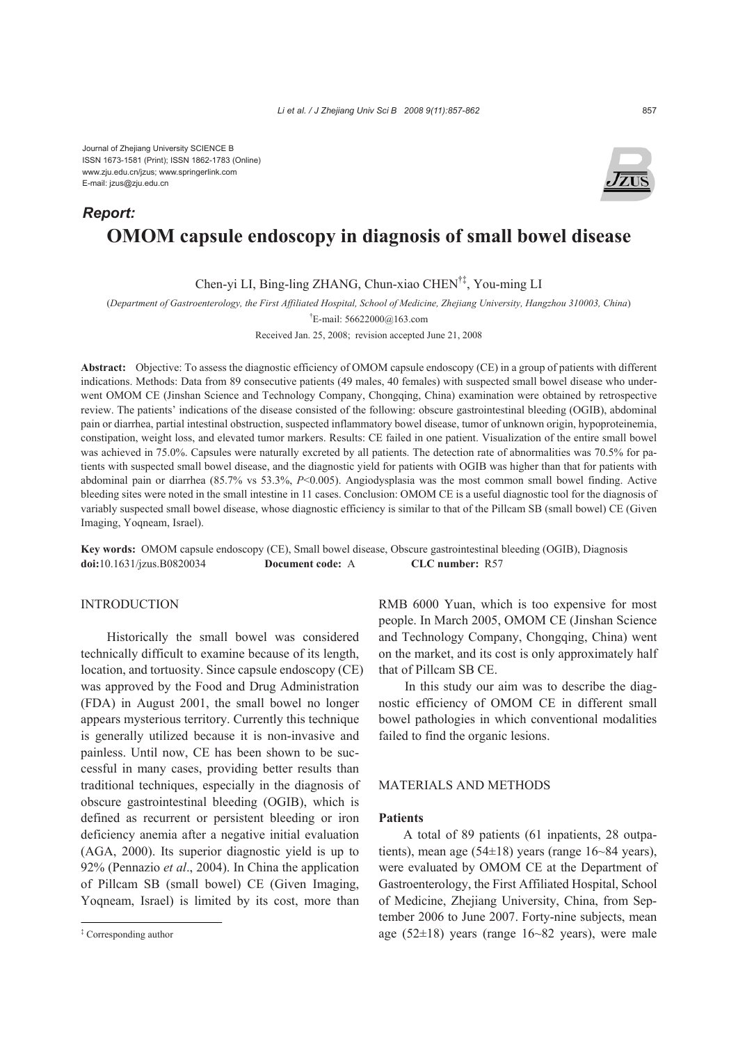Journal of Zhejiang University SCIENCE B
ISSN 1673-1581 (Print); ISSN 1862-1783 (Online)
www.zju.edu.cn/jzus; www.springerlink.com
E-mail: jzus@zju.edu.cn

***Report:***

# OMOM capsule endoscopy in diagnosis of small bowel disease

Chen-yi LI, Bing-ling ZHANG, Chun-xiao CHEN[†‡], You-ming LI

(*Department of Gastroenterology, the First Affiliated Hospital, School of Medicine, Zhejiang University, Hangzhou 310003, China*)

[†]E-mail: 56622000@163.com

Received Jan. 25, 2008; revision accepted June 21, 2008

**Abstract:** Objective: To assess the diagnostic efficiency of OMOM capsule endoscopy (CE) in a group of patients with different indications. Methods: Data from 89 consecutive patients (49 males, 40 females) with suspected small bowel disease who underwent OMOM CE (Jinshan Science and Technology Company, Chongqing, China) examination were obtained by retrospective review. The patients' indications of the disease consisted of the following: obscure gastrointestinal bleeding (OGIB), abdominal pain or diarrhea, partial intestinal obstruction, suspected inflammatory bowel disease, tumor of unknown origin, hypoproteinemia, constipation, weight loss, and elevated tumor markers. Results: CE failed in one patient. Visualization of the entire small bowel was achieved in 75.0%. Capsules were naturally excreted by all patients. The detection rate of abnormalities was 70.5% for patients with suspected small bowel disease, and the diagnostic yield for patients with OGIB was higher than that for patients with abdominal pain or diarrhea (85.7% vs 53.3%, *P*<0.005). Angiodysplasia was the most common small bowel finding. Active bleeding sites were noted in the small intestine in 11 cases. Conclusion: OMOM CE is a useful diagnostic tool for the diagnosis of variably suspected small bowel disease, whose diagnostic efficiency is similar to that of the Pillcam SB (small bowel) CE (Given Imaging, Yoqneam, Israel).

**Key words:** OMOM capsule endoscopy (CE), Small bowel disease, Obscure gastrointestinal bleeding (OGIB), Diagnosis
**doi:**10.1631/jzus.B0820034 **Document code:** A **CLC number:** R57

## INTRODUCTION

Historically the small bowel was considered technically difficult to examine because of its length, location, and tortuosity. Since capsule endoscopy (CE) was approved by the Food and Drug Administration (FDA) in August 2001, the small bowel no longer appears mysterious territory. Currently this technique is generally utilized because it is non-invasive and painless. Until now, CE has been shown to be successful in many cases, providing better results than traditional techniques, especially in the diagnosis of obscure gastrointestinal bleeding (OGIB), which is defined as recurrent or persistent bleeding or iron deficiency anemia after a negative initial evaluation (AGA, 2000). Its superior diagnostic yield is up to 92% (Pennazio *et al*., 2004). In China the application of Pillcam SB (small bowel) CE (Given Imaging, Yoqneam, Israel) is limited by its cost, more than RMB 6000 Yuan, which is too expensive for most people. In March 2005, OMOM CE (Jinshan Science and Technology Company, Chongqing, China) went on the market, and its cost is only approximately half that of Pillcam SB CE.

In this study our aim was to describe the diagnostic efficiency of OMOM CE in different small bowel pathologies in which conventional modalities failed to find the organic lesions.

## MATERIALS AND METHODS

### Patients

A total of 89 patients (61 inpatients, 28 outpatients), mean age (54±18) years (range 16~84 years), were evaluated by OMOM CE at the Department of Gastroenterology, the First Affiliated Hospital, School of Medicine, Zhejiang University, China, from September 2006 to June 2007. Forty-nine subjects, mean age (52±18) years (range 16~82 years), were male

[‡] Corresponding author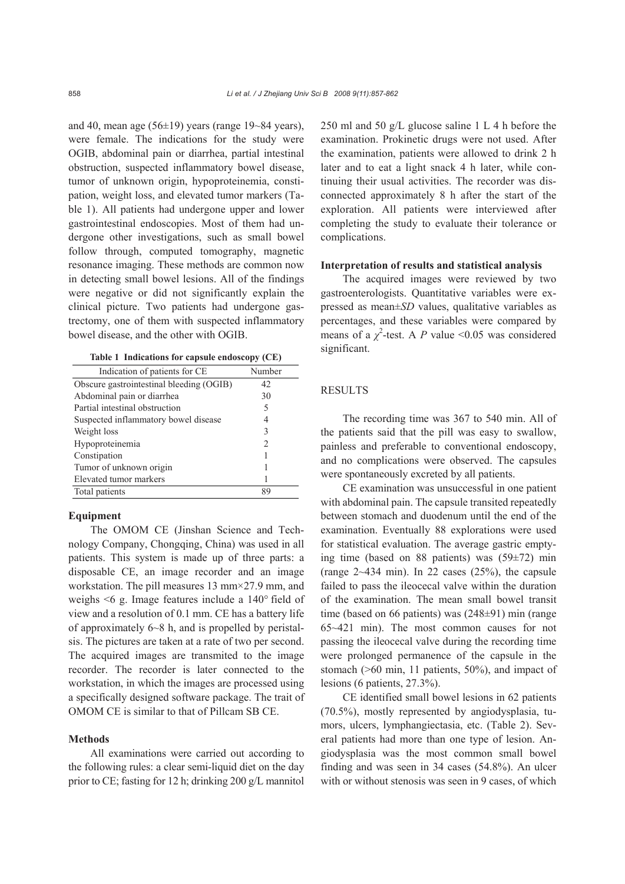and 40, mean age (56±19) years (range 19~84 years), were female. The indications for the study were OGIB, abdominal pain or diarrhea, partial intestinal obstruction, suspected inflammatory bowel disease, tumor of unknown origin, hypoproteinemia, constipation, weight loss, and elevated tumor markers (Table 1). All patients had undergone upper and lower gastrointestinal endoscopies. Most of them had undergone other investigations, such as small bowel follow through, computed tomography, magnetic resonance imaging. These methods are common now in detecting small bowel lesions. All of the findings were negative or did not significantly explain the clinical picture. Two patients had undergone gastrectomy, one of them with suspected inflammatory bowel disease, and the other with OGIB.

**Table 1 Indications for capsule endoscopy (CE)**

| Indication of patients for CE | Number |
|---|---|
| Obscure gastrointestinal bleeding (OGIB) | 42 |
| Abdominal pain or diarrhea | 30 |
| Partial intestinal obstruction | 5 |
| Suspected inflammatory bowel disease | 4 |
| Weight loss | 3 |
| Hypoproteinemia | 2 |
| Constipation | 1 |
| Tumor of unknown origin | 1 |
| Elevated tumor markers | 1 |
| Total patients | 89 |

### Equipment

The OMOM CE (Jinshan Science and Technology Company, Chongqing, China) was used in all patients. This system is made up of three parts: a disposable CE, an image recorder and an image workstation. The pill measures 13 mm×27.9 mm, and weighs <6 g. Image features include a 140° field of view and a resolution of 0.1 mm. CE has a battery life of approximately 6~8 h, and is propelled by peristalsis. The pictures are taken at a rate of two per second. The acquired images are transmited to the image recorder. The recorder is later connected to the workstation, in which the images are processed using a specifically designed software package. The trait of OMOM CE is similar to that of Pillcam SB CE.

### Methods

All examinations were carried out according to the following rules: a clear semi-liquid diet on the day prior to CE; fasting for 12 h; drinking 200 g/L mannitol 250 ml and 50 g/L glucose saline 1 L 4 h before the examination. Prokinetic drugs were not used. After the examination, patients were allowed to drink 2 h later and to eat a light snack 4 h later, while continuing their usual activities. The recorder was disconnected approximately 8 h after the start of the exploration. All patients were interviewed after completing the study to evaluate their tolerance or complications.

### Interpretation of results and statistical analysis

The acquired images were reviewed by two gastroenterologists. Quantitative variables were expressed as mean±*SD* values, qualitative variables as percentages, and these variables were compared by means of a $\chi^2$-test. A *P* value <0.05 was considered significant.

## RESULTS

The recording time was 367 to 540 min. All of the patients said that the pill was easy to swallow, painless and preferable to conventional endoscopy, and no complications were observed. The capsules were spontaneously excreted by all patients.

CE examination was unsuccessful in one patient with abdominal pain. The capsule transited repeatedly between stomach and duodenum until the end of the examination. Eventually 88 explorations were used for statistical evaluation. The average gastric emptying time (based on 88 patients) was (59±72) min (range 2~434 min). In 22 cases (25%), the capsule failed to pass the ileocecal valve within the duration of the examination. The mean small bowel transit time (based on 66 patients) was (248±91) min (range 65~421 min). The most common causes for not passing the ileocecal valve during the recording time were prolonged permanence of the capsule in the stomach (>60 min, 11 patients, 50%), and impact of lesions (6 patients, 27.3%).

CE identified small bowel lesions in 62 patients (70.5%), mostly represented by angiodysplasia, tumors, ulcers, lymphangiectasia, etc. (Table 2). Several patients had more than one type of lesion. Angiodysplasia was the most common small bowel finding and was seen in 34 cases (54.8%). An ulcer with or without stenosis was seen in 9 cases, of which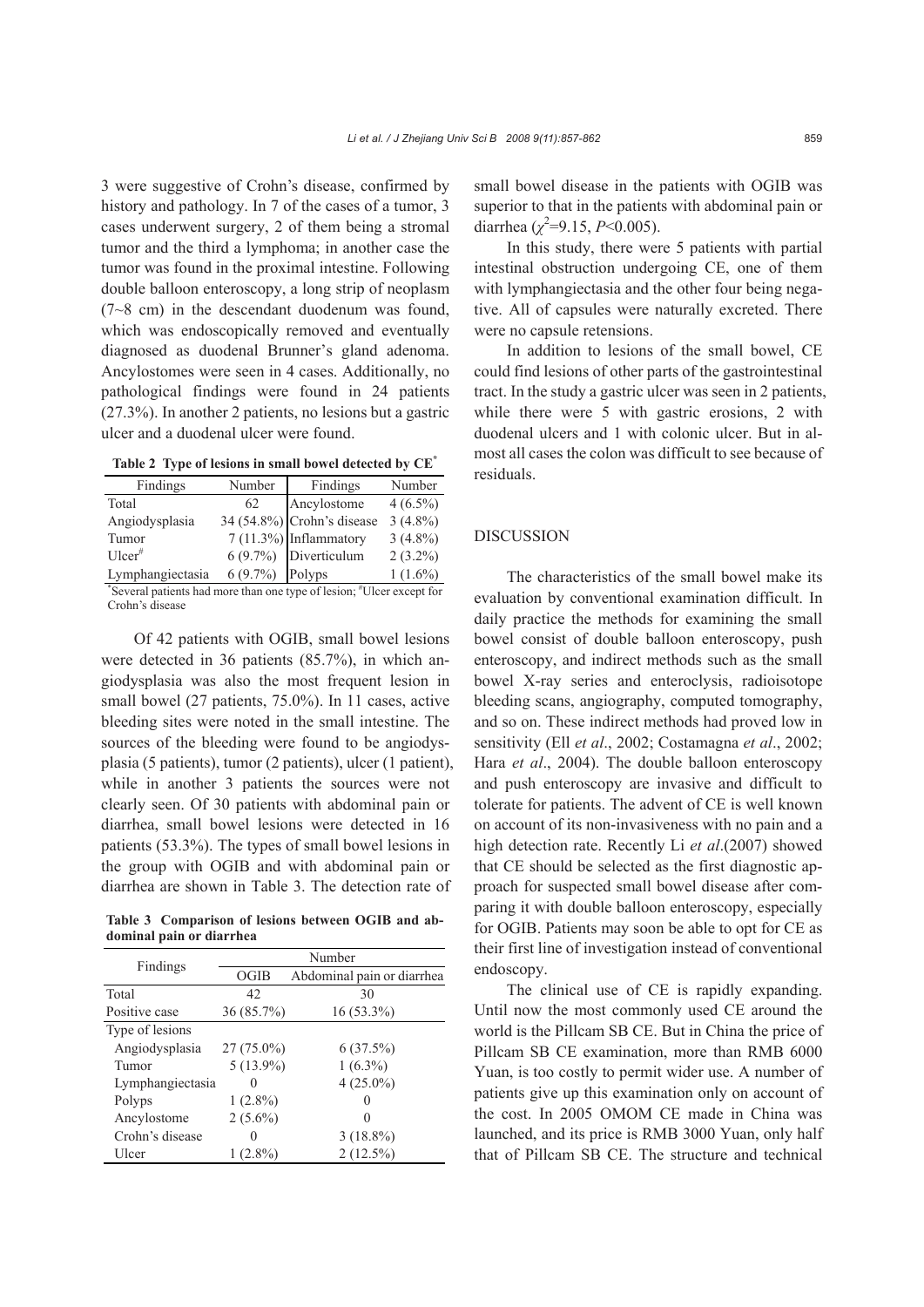3 were suggestive of Crohn's disease, confirmed by history and pathology. In 7 of the cases of a tumor, 3 cases underwent surgery, 2 of them being a stromal tumor and the third a lymphoma; in another case the tumor was found in the proximal intestine. Following double balloon enteroscopy, a long strip of neoplasm (7~8 cm) in the descendant duodenum was found, which was endoscopically removed and eventually diagnosed as duodenal Brunner's gland adenoma. Ancylostomes were seen in 4 cases. Additionally, no pathological findings were found in 24 patients (27.3%). In another 2 patients, no lesions but a gastric ulcer and a duodenal ulcer were found.

**Table 2 Type of lesions in small bowel detected by CE***

| Findings | Number | Findings | Number |
|---|---|---|---|
| Total | 62 | Ancylostome | 4 (6.5%) |
| Angiodysplasia | 34 (54.8%) | Crohn's disease | 3 (4.8%) |
| Tumor | 7 (11.3%) | Inflammatory | 3 (4.8%) |
| Ulcer# | 6 (9.7%) | Diverticulum | 2 (3.2%) |
| Lymphangiectasia | 6 (9.7%) | Polyps | 1 (1.6%) |

*Several patients had more than one type of lesion; #Ulcer except for Crohn's disease

Of 42 patients with OGIB, small bowel lesions were detected in 36 patients (85.7%), in which angiodysplasia was also the most frequent lesion in small bowel (27 patients, 75.0%). In 11 cases, active bleeding sites were noted in the small intestine. The sources of the bleeding were found to be angiodysplasia (5 patients), tumor (2 patients), ulcer (1 patient), while in another 3 patients the sources were not clearly seen. Of 30 patients with abdominal pain or diarrhea, small bowel lesions were detected in 16 patients (53.3%). The types of small bowel lesions in the group with OGIB and with abdominal pain or diarrhea are shown in Table 3. The detection rate of small bowel disease in the patients with OGIB was superior to that in the patients with abdominal pain or diarrhea ($\chi^2$=9.15, $P$<0.005).

**Table 3 Comparison of lesions between OGIB and abdominal pain or diarrhea**

| Findings | Number | |
|---|---|---|
| | OGIB | Abdominal pain or diarrhea |
| Total | 42 | 30 |
| Positive case | 36 (85.7%) | 16 (53.3%) |
| Type of lesions | | |
| Angiodysplasia | 27 (75.0%) | 6 (37.5%) |
| Tumor | 5 (13.9%) | 1 (6.3%) |
| Lymphangiectasia | 0 | 4 (25.0%) |
| Polyps | 1 (2.8%) | 0 |
| Ancylostome | 2 (5.6%) | 0 |
| Crohn's disease | 0 | 3 (18.8%) |
| Ulcer | 1 (2.8%) | 2 (12.5%) |

In this study, there were 5 patients with partial intestinal obstruction undergoing CE, one of them with lymphangiectasia and the other four being negative. All of capsules were naturally excreted. There were no capsule retensions.

In addition to lesions of the small bowel, CE could find lesions of other parts of the gastrointestinal tract. In the study a gastric ulcer was seen in 2 patients, while there were 5 with gastric erosions, 2 with duodenal ulcers and 1 with colonic ulcer. But in almost all cases the colon was difficult to see because of residuals.

## DISCUSSION

The characteristics of the small bowel make its evaluation by conventional examination difficult. In daily practice the methods for examining the small bowel consist of double balloon enteroscopy, push enteroscopy, and indirect methods such as the small bowel X-ray series and enteroclysis, radioisotope bleeding scans, angiography, computed tomography, and so on. These indirect methods had proved low in sensitivity (Ell *et al*., 2002; Costamagna *et al*., 2002; Hara *et al*., 2004). The double balloon enteroscopy and push enteroscopy are invasive and difficult to tolerate for patients. The advent of CE is well known on account of its non-invasiveness with no pain and a high detection rate. Recently Li *et al*.(2007) showed that CE should be selected as the first diagnostic approach for suspected small bowel disease after comparing it with double balloon enteroscopy, especially for OGIB. Patients may soon be able to opt for CE as their first line of investigation instead of conventional endoscopy.

The clinical use of CE is rapidly expanding. Until now the most commonly used CE around the world is the Pillcam SB CE. But in China the price of Pillcam SB CE examination, more than RMB 6000 Yuan, is too costly to permit wider use. A number of patients give up this examination only on account of the cost. In 2005 OMOM CE made in China was launched, and its price is RMB 3000 Yuan, only half that of Pillcam SB CE. The structure and technical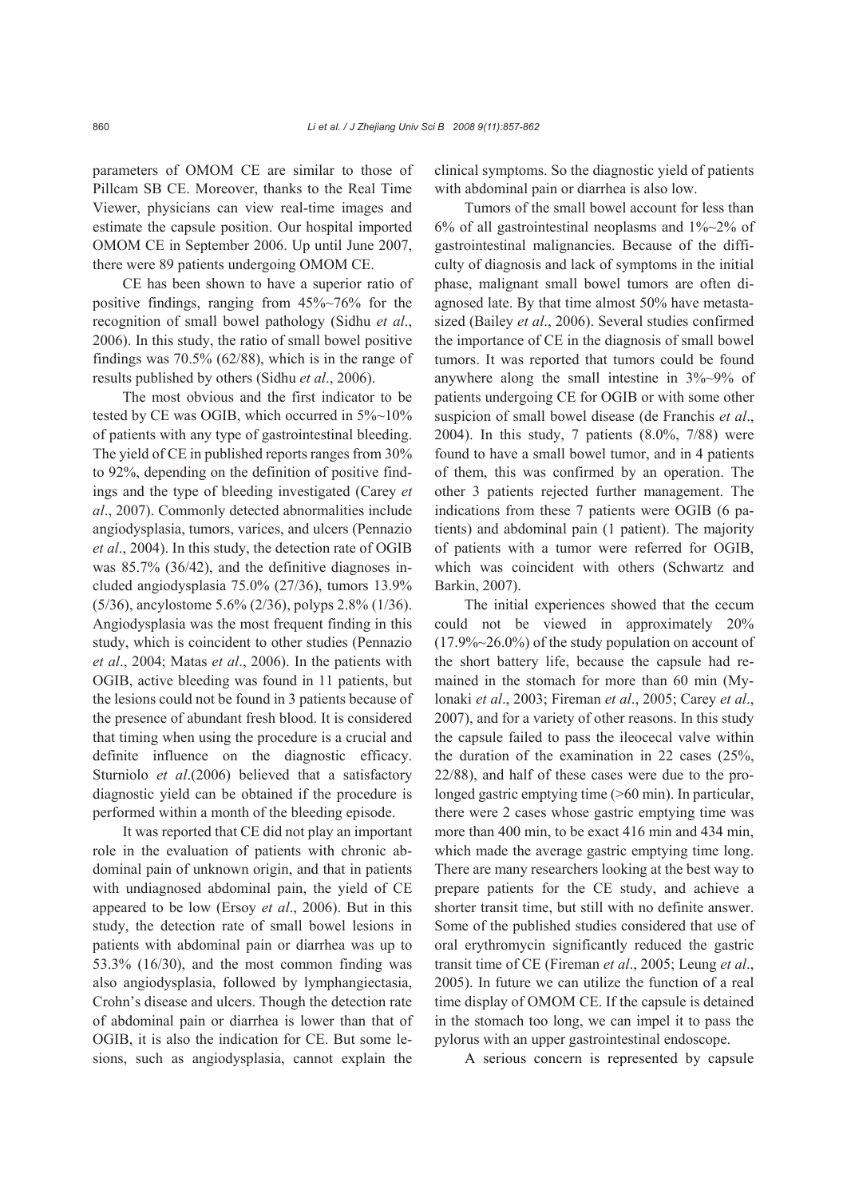parameters of OMOM CE are similar to those of Pillcam SB CE. Moreover, thanks to the Real Time Viewer, physicians can view real-time images and estimate the capsule position. Our hospital imported OMOM CE in September 2006. Up until June 2007, there were 89 patients undergoing OMOM CE.

CE has been shown to have a superior ratio of positive findings, ranging from 45%~76% for the recognition of small bowel pathology (Sidhu *et al*., 2006). In this study, the ratio of small bowel positive findings was 70.5% (62/88), which is in the range of results published by others (Sidhu *et al*., 2006).

The most obvious and the first indicator to be tested by CE was OGIB, which occurred in 5%~10% of patients with any type of gastrointestinal bleeding. The yield of CE in published reports ranges from 30% to 92%, depending on the definition of positive findings and the type of bleeding investigated (Carey *et al*., 2007). Commonly detected abnormalities include angiodysplasia, tumors, varices, and ulcers (Pennazio *et al*., 2004). In this study, the detection rate of OGIB was 85.7% (36/42), and the definitive diagnoses included angiodysplasia 75.0% (27/36), tumors 13.9% (5/36), ancylostome 5.6% (2/36), polyps 2.8% (1/36). Angiodysplasia was the most frequent finding in this study, which is coincident to other studies (Pennazio *et al*., 2004; Matas *et al*., 2006). In the patients with OGIB, active bleeding was found in 11 patients, but the lesions could not be found in 3 patients because of the presence of abundant fresh blood. It is considered that timing when using the procedure is a crucial and definite influence on the diagnostic efficacy. Sturniolo *et al*.(2006) believed that a satisfactory diagnostic yield can be obtained if the procedure is performed within a month of the bleeding episode.

It was reported that CE did not play an important role in the evaluation of patients with chronic abdominal pain of unknown origin, and that in patients with undiagnosed abdominal pain, the yield of CE appeared to be low (Ersoy *et al*., 2006). But in this study, the detection rate of small bowel lesions in patients with abdominal pain or diarrhea was up to 53.3% (16/30), and the most common finding was also angiodysplasia, followed by lymphangiectasia, Crohn's disease and ulcers. Though the detection rate of abdominal pain or diarrhea is lower than that of OGIB, it is also the indication for CE. But some lesions, such as angiodysplasia, cannot explain the clinical symptoms. So the diagnostic yield of patients with abdominal pain or diarrhea is also low.

Tumors of the small bowel account for less than 6% of all gastrointestinal neoplasms and 1%~2% of gastrointestinal malignancies. Because of the difficulty of diagnosis and lack of symptoms in the initial phase, malignant small bowel tumors are often diagnosed late. By that time almost 50% have metastasized (Bailey *et al*., 2006). Several studies confirmed the importance of CE in the diagnosis of small bowel tumors. It was reported that tumors could be found anywhere along the small intestine in 3%~9% of patients undergoing CE for OGIB or with some other suspicion of small bowel disease (de Franchis *et al*., 2004). In this study, 7 patients (8.0%, 7/88) were found to have a small bowel tumor, and in 4 patients of them, this was confirmed by an operation. The other 3 patients rejected further management. The indications from these 7 patients were OGIB (6 patients) and abdominal pain (1 patient). The majority of patients with a tumor were referred for OGIB, which was coincident with others (Schwartz and Barkin, 2007).

The initial experiences showed that the cecum could not be viewed in approximately 20% (17.9%~26.0%) of the study population on account of the short battery life, because the capsule had remained in the stomach for more than 60 min (Mylonaki *et al*., 2003; Fireman *et al*., 2005; Carey *et al*., 2007), and for a variety of other reasons. In this study the capsule failed to pass the ileocecal valve within the duration of the examination in 22 cases (25%, 22/88), and half of these cases were due to the prolonged gastric emptying time (>60 min). In particular, there were 2 cases whose gastric emptying time was more than 400 min, to be exact 416 min and 434 min, which made the average gastric emptying time long. There are many researchers looking at the best way to prepare patients for the CE study, and achieve a shorter transit time, but still with no definite answer. Some of the published studies considered that use of oral erythromycin significantly reduced the gastric transit time of CE (Fireman *et al*., 2005; Leung *et al*., 2005). In future we can utilize the function of a real time display of OMOM CE. If the capsule is detained in the stomach too long, we can impel it to pass the pylorus with an upper gastrointestinal endoscope.

A serious concern is represented by capsule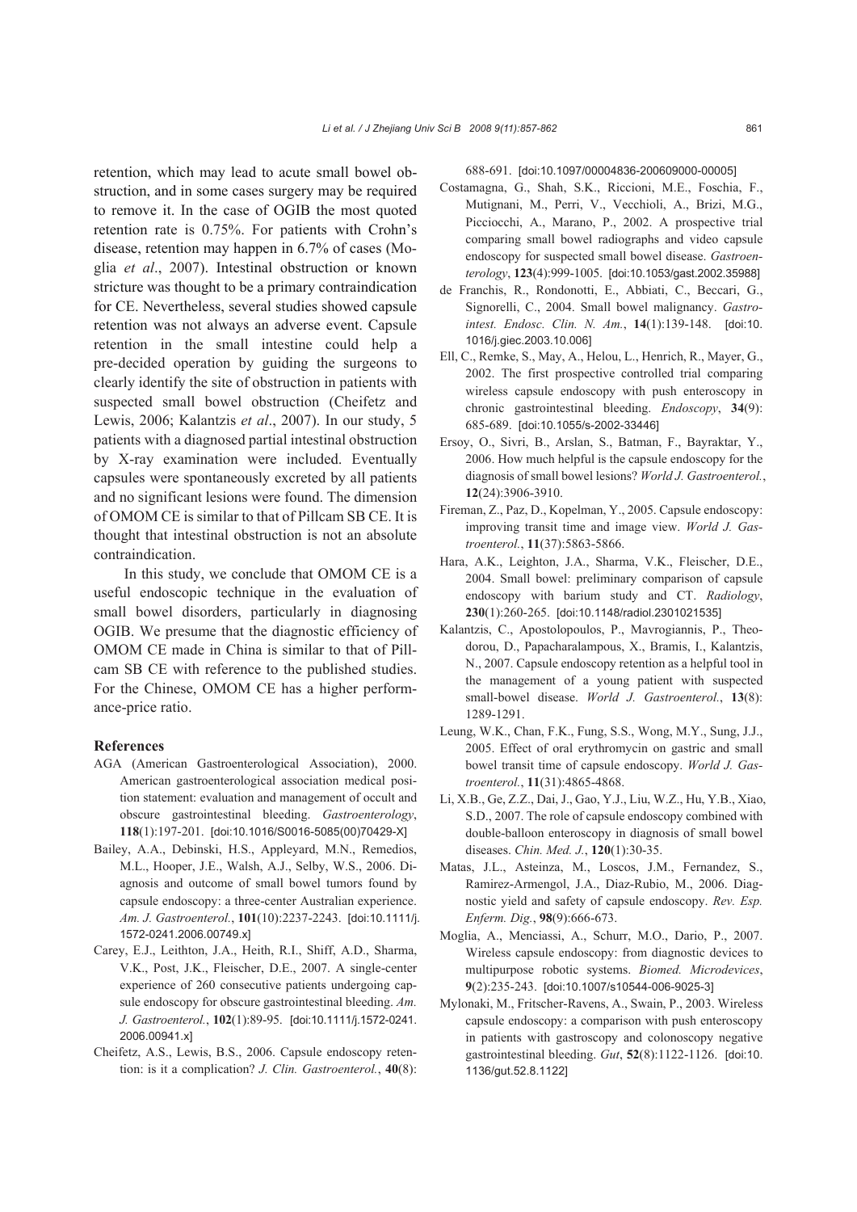retention, which may lead to acute small bowel obstruction, and in some cases surgery may be required to remove it. In the case of OGIB the most quoted retention rate is 0.75%. For patients with Crohn's disease, retention may happen in 6.7% of cases (Moglia *et al*., 2007). Intestinal obstruction or known stricture was thought to be a primary contraindication for CE. Nevertheless, several studies showed capsule retention was not always an adverse event. Capsule retention in the small intestine could help a pre-decided operation by guiding the surgeons to clearly identify the site of obstruction in patients with suspected small bowel obstruction (Cheifetz and Lewis, 2006; Kalantzis *et al*., 2007). In our study, 5 patients with a diagnosed partial intestinal obstruction by X-ray examination were included. Eventually capsules were spontaneously excreted by all patients and no significant lesions were found. The dimension of OMOM CE is similar to that of Pillcam SB CE. It is thought that intestinal obstruction is not an absolute contraindication.

In this study, we conclude that OMOM CE is a useful endoscopic technique in the evaluation of small bowel disorders, particularly in diagnosing OGIB. We presume that the diagnostic efficiency of OMOM CE made in China is similar to that of Pillcam SB CE with reference to the published studies. For the Chinese, OMOM CE has a higher performance-price ratio.

## References

AGA (American Gastroenterological Association), 2000. American gastroenterological association medical position statement: evaluation and management of occult and obscure gastrointestinal bleeding. *Gastroenterology*, **118**(1):197-201. [doi:10.1016/S0016-5085(00)70429-X]

Bailey, A.A., Debinski, H.S., Appleyard, M.N., Remedios, M.L., Hooper, J.E., Walsh, A.J., Selby, W.S., 2006. Diagnosis and outcome of small bowel tumors found by capsule endoscopy: a three-center Australian experience. *Am. J. Gastroenterol.*, **101**(10):2237-2243. [doi:10.1111/j.1572-0241.2006.00749.x]

Carey, E.J., Leithton, J.A., Heith, R.I., Shiff, A.D., Sharma, V.K., Post, J.K., Fleischer, D.E., 2007. A single-center experience of 260 consecutive patients undergoing capsule endoscopy for obscure gastrointestinal bleeding. *Am. J. Gastroenterol.*, **102**(1):89-95. [doi:10.1111/j.1572-0241.2006.00941.x]

Cheifetz, A.S., Lewis, B.S., 2006. Capsule endoscopy retention: is it a complication? *J. Clin. Gastroenterol.*, **40**(8):688-691. [doi:10.1097/00004836-200609000-00005]

Costamagna, G., Shah, S.K., Riccioni, M.E., Foschia, F., Mutignani, M., Perri, V., Vecchioli, A., Brizi, M.G., Picciocchi, A., Marano, P., 2002. A prospective trial comparing small bowel radiographs and video capsule endoscopy for suspected small bowel disease. *Gastroenterology*, **123**(4):999-1005. [doi:10.1053/gast.2002.35988]

de Franchis, R., Rondonotti, E., Abbiati, C., Beccari, G., Signorelli, C., 2004. Small bowel malignancy. *Gastrointest. Endosc. Clin. N. Am.*, **14**(1):139-148. [doi:10.1016/j.giec.2003.10.006]

Ell, C., Remke, S., May, A., Helou, L., Henrich, R., Mayer, G., 2002. The first prospective controlled trial comparing wireless capsule endoscopy with push enteroscopy in chronic gastrointestinal bleeding. *Endoscopy*, **34**(9):685-689. [doi:10.1055/s-2002-33446]

Ersoy, O., Sivri, B., Arslan, S., Batman, F., Bayraktar, Y., 2006. How much helpful is the capsule endoscopy for the diagnosis of small bowel lesions? *World J. Gastroenterol.*, **12**(24):3906-3910.

Fireman, Z., Paz, D., Kopelman, Y., 2005. Capsule endoscopy: improving transit time and image view. *World J. Gastroenterol.*, **11**(37):5863-5866.

Hara, A.K., Leighton, J.A., Sharma, V.K., Fleischer, D.E., 2004. Small bowel: preliminary comparison of capsule endoscopy with barium study and CT. *Radiology*, **230**(1):260-265. [doi:10.1148/radiol.2301021535]

Kalantzis, C., Apostolopoulos, P., Mavrogiannis, P., Theodorou, D., Papacharalampous, X., Bramis, I., Kalantzis, N., 2007. Capsule endoscopy retention as a helpful tool in the management of a young patient with suspected small-bowel disease. *World J. Gastroenterol.*, **13**(8):1289-1291.

Leung, W.K., Chan, F.K., Fung, S.S., Wong, M.Y., Sung, J.J., 2005. Effect of oral erythromycin on gastric and small bowel transit time of capsule endoscopy. *World J. Gastroenterol.*, **11**(31):4865-4868.

Li, X.B., Ge, Z.Z., Dai, J., Gao, Y.J., Liu, W.Z., Hu, Y.B., Xiao, S.D., 2007. The role of capsule endoscopy combined with double-balloon enteroscopy in diagnosis of small bowel diseases. *Chin. Med. J.*, **120**(1):30-35.

Matas, J.L., Asteinza, M., Loscos, J.M., Fernandez, S., Ramirez-Armengol, J.A., Diaz-Rubio, M., 2006. Diagnostic yield and safety of capsule endoscopy. *Rev. Esp. Enferm. Dig.*, **98**(9):666-673.

Moglia, A., Menciassi, A., Schurr, M.O., Dario, P., 2007. Wireless capsule endoscopy: from diagnostic devices to multipurpose robotic systems. *Biomed. Microdevices*, **9**(2):235-243. [doi:10.1007/s10544-006-9025-3]

Mylonaki, M., Fritscher-Ravens, A., Swain, P., 2003. Wireless capsule endoscopy: a comparison with push enteroscopy in patients with gastroscopy and colonoscopy negative gastrointestinal bleeding. *Gut*, **52**(8):1122-1126. [doi:10.1136/gut.52.8.1122]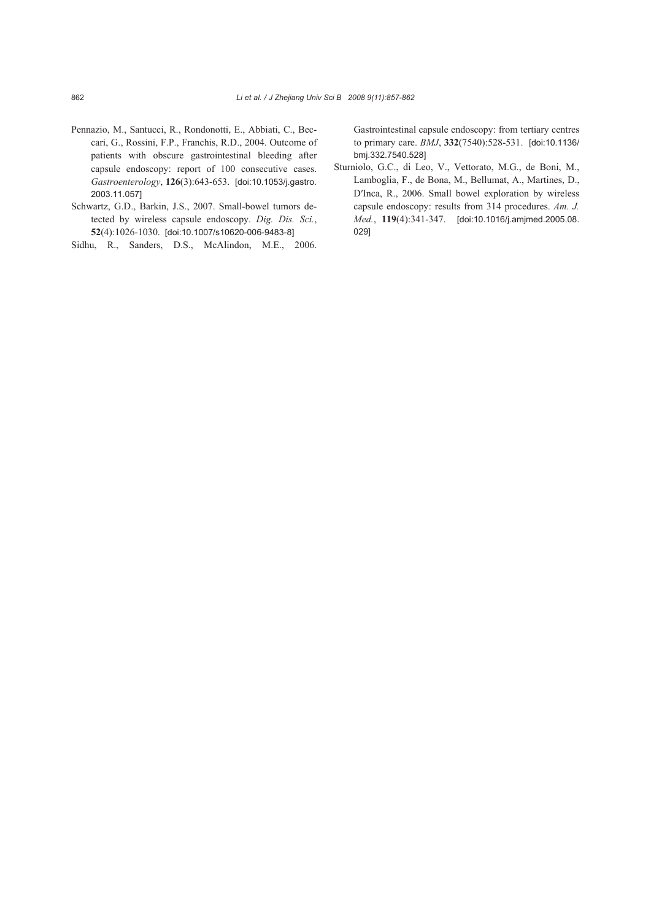Pennazio, M., Santucci, R., Rondonotti, E., Abbiati, C., Beccari, G., Rossini, F.P., Franchis, R.D., 2004. Outcome of patients with obscure gastrointestinal bleeding after capsule endoscopy: report of 100 consecutive cases. *Gastroenterology*, **126**(3):643-653. [doi:10.1053/j.gastro.2003.11.057]

Schwartz, G.D., Barkin, J.S., 2007. Small-bowel tumors detected by wireless capsule endoscopy. *Dig. Dis. Sci.*, **52**(4):1026-1030. [doi:10.1007/s10620-006-9483-8]

Sidhu, R., Sanders, D.S., McAlindon, M.E., 2006. Gastrointestinal capsule endoscopy: from tertiary centres to primary care. *BMJ*, **332**(7540):528-531. [doi:10.1136/bmj.332.7540.528]

Sturniolo, G.C., di Leo, V., Vettorato, M.G., de Boni, M., Lamboglia, F., de Bona, M., Bellumat, A., Martines, D., D′Inca, R., 2006. Small bowel exploration by wireless capsule endoscopy: results from 314 procedures. *Am. J. Med.*, **119**(4):341-347. [doi:10.1016/j.amjmed.2005.08.029]